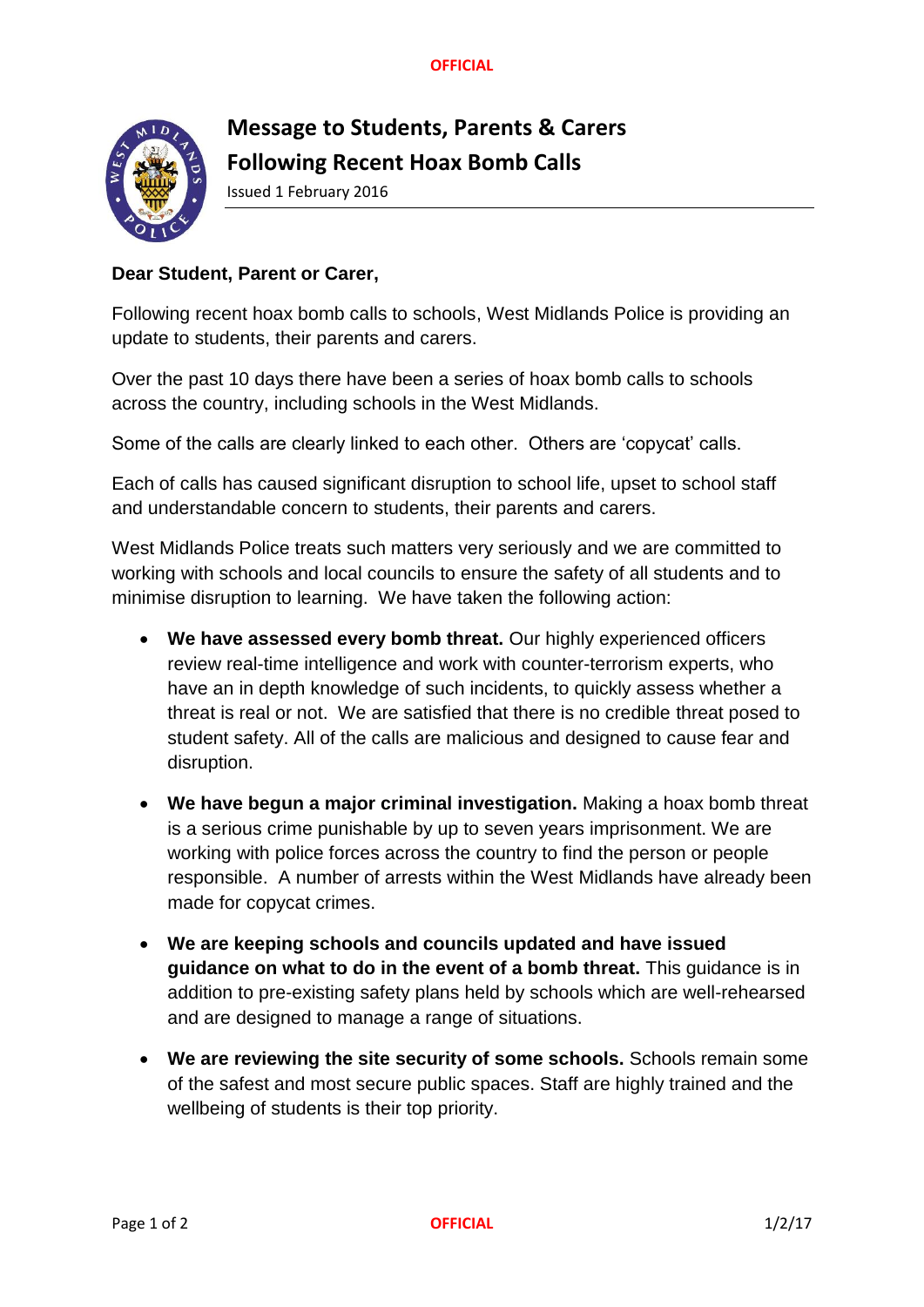# Message to Students, Parents & Carers
# Following Recent Hoax Bomb Calls

Issued 1 February 2016

**Dear Student, Parent or Carer,**

Following recent hoax bomb calls to schools, West Midlands Police is providing an update to students, their parents and carers.

Over the past 10 days there have been a series of hoax bomb calls to schools across the country, including schools in the West Midlands.

Some of the calls are clearly linked to each other. Others are 'copycat' calls.

Each of calls has caused significant disruption to school life, upset to school staff and understandable concern to students, their parents and carers.

West Midlands Police treats such matters very seriously and we are committed to working with schools and local councils to ensure the safety of all students and to minimise disruption to learning. We have taken the following action:

- **We have assessed every bomb threat.** Our highly experienced officers review real-time intelligence and work with counter-terrorism experts, who have an in depth knowledge of such incidents, to quickly assess whether a threat is real or not. We are satisfied that there is no credible threat posed to student safety. All of the calls are malicious and designed to cause fear and disruption.

- **We have begun a major criminal investigation.** Making a hoax bomb threat is a serious crime punishable by up to seven years imprisonment. We are working with police forces across the country to find the person or people responsible. A number of arrests within the West Midlands have already been made for copycat crimes.

- **We are keeping schools and councils updated and have issued guidance on what to do in the event of a bomb threat.** This guidance is in addition to pre-existing safety plans held by schools which are well-rehearsed and are designed to manage a range of situations.

- **We are reviewing the site security of some schools.** Schools remain some of the safest and most secure public spaces. Staff are highly trained and the wellbeing of students is their top priority.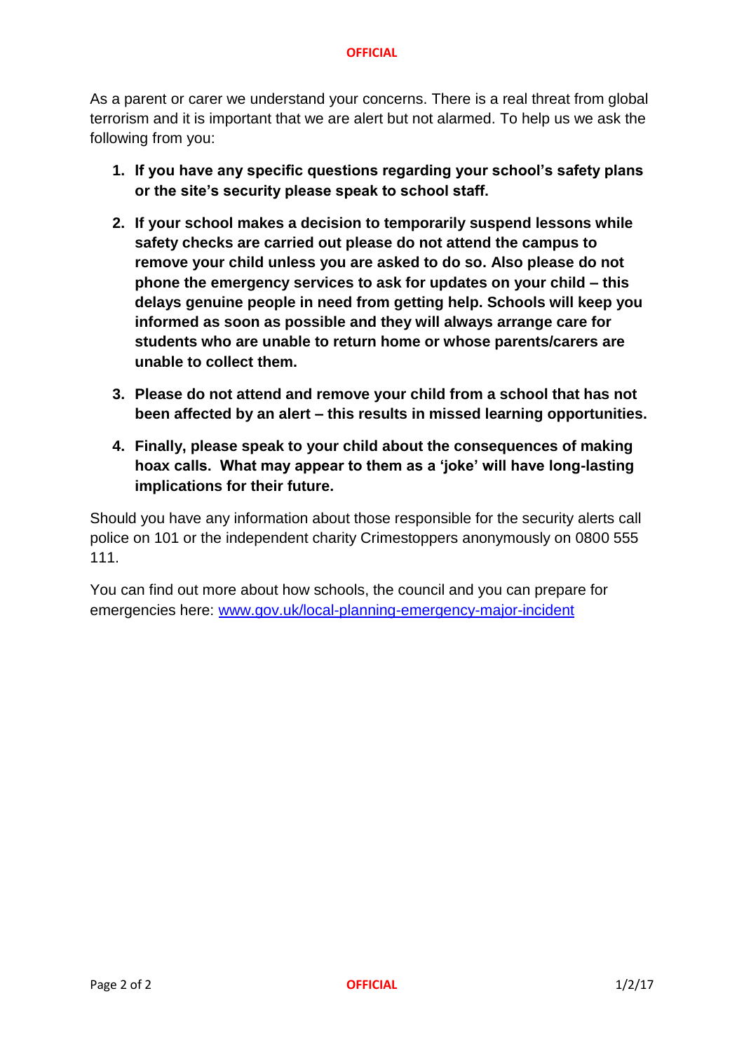As a parent or carer we understand your concerns. There is a real threat from global terrorism and it is important that we are alert but not alarmed. To help us we ask the following from you:

1. **If you have any specific questions regarding your school's safety plans or the site's security please speak to school staff.**
2. **If your school makes a decision to temporarily suspend lessons while safety checks are carried out please do not attend the campus to remove your child unless you are asked to do so. Also please do not phone the emergency services to ask for updates on your child – this delays genuine people in need from getting help. Schools will keep you informed as soon as possible and they will always arrange care for students who are unable to return home or whose parents/carers are unable to collect them.**
3. **Please do not attend and remove your child from a school that has not been affected by an alert – this results in missed learning opportunities.**
4. **Finally, please speak to your child about the consequences of making hoax calls. What may appear to them as a 'joke' will have long-lasting implications for their future.**

Should you have any information about those responsible for the security alerts call police on 101 or the independent charity Crimestoppers anonymously on 0800 555 111.

You can find out more about how schools, the council and you can prepare for emergencies here: [www.gov.uk/local-planning-emergency-major-incident](www.gov.uk/local-planning-emergency-major-incident)